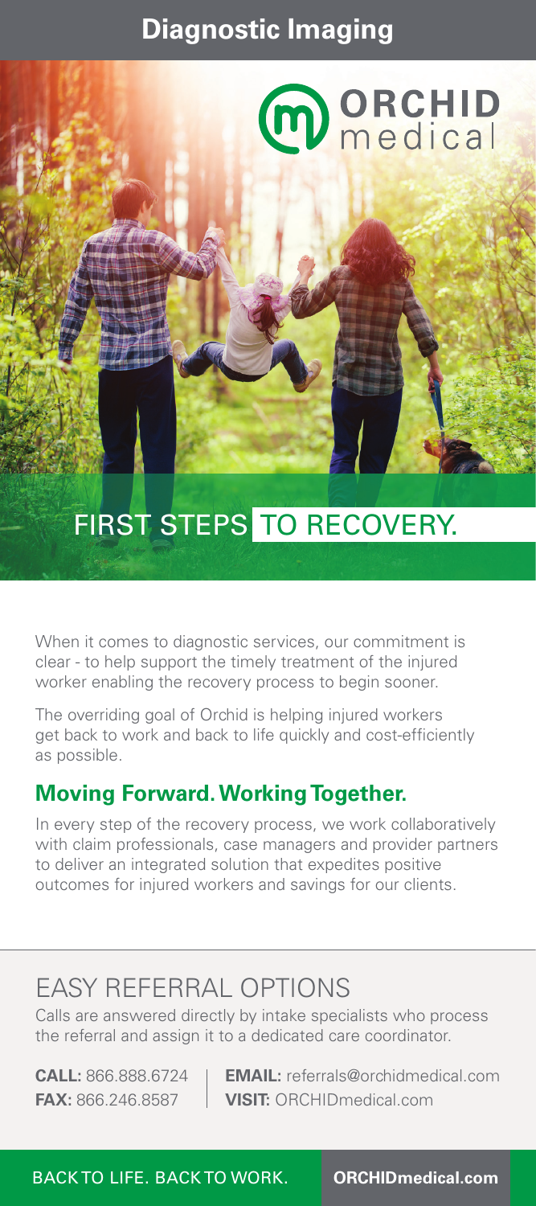# Diagnostic Imaging

ORCHID medical

## FIRST STEPS TO RECOVERY.

When it comes to diagnostic services, our commitment is clear - to help support the timely treatment of the injured worker enabling the recovery process to begin sooner.

The overriding goal of Orchid is helping injured workers get back to work and back to life quickly and cost-efficiently as possible.

### Moving Forward. Working Together.

In every step of the recovery process, we work collaboratively with claim professionals, case managers and provider partners to deliver an integrated solution that expedites positive outcomes for injured workers and savings for our clients.

## EASY REFERRAL OPTIONS

Calls are answered directly by intake specialists who process the referral and assign it to a dedicated care coordinator.

**CALL:** 866.888.6724
**FAX:** 866.246.8587
**EMAIL:** referrals@orchidmedical.com
**VISIT:** ORCHIDmedical.com

BACK TO LIFE. BACK TO WORK. **ORCHIDmedical.com**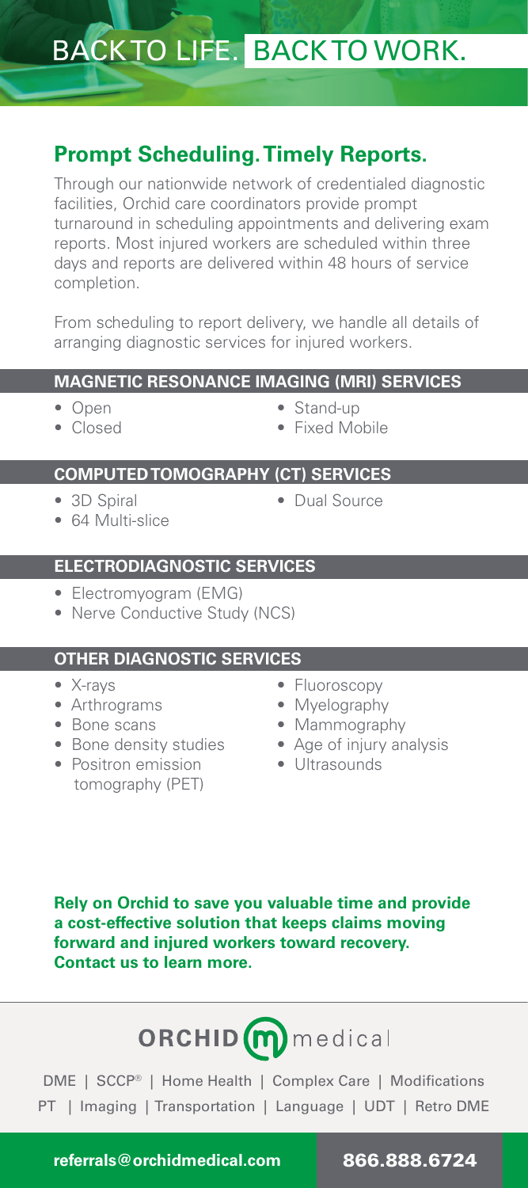# BACK TO LIFE. BACK TO WORK.

## Prompt Scheduling. Timely Reports.

Through our nationwide network of credentialed diagnostic facilities, Orchid care coordinators provide prompt turnaround in scheduling appointments and delivering exam reports. Most injured workers are scheduled within three days and reports are delivered within 48 hours of service completion.

From scheduling to report delivery, we handle all details of arranging diagnostic services for injured workers.

### MAGNETIC RESONANCE IMAGING (MRI) SERVICES

- Open
- Closed
- Stand-up
- Fixed Mobile

### COMPUTED TOMOGRAPHY (CT) SERVICES

- 3D Spiral
- 64 Multi-slice
- Dual Source

### ELECTRODIAGNOSTIC SERVICES

- Electromyogram (EMG)
- Nerve Conductive Study (NCS)

### OTHER DIAGNOSTIC SERVICES

- X-rays
- Arthrograms
- Bone scans
- Bone density studies
- Positron emission tomography (PET)
- Fluoroscopy
- Myelography
- Mammography
- Age of injury analysis
- Ultrasounds

**Rely on Orchid to save you valuable time and provide a cost-effective solution that keeps claims moving forward and injured workers toward recovery. Contact us to learn more.**

ORCHID medical

DME | SCCP® | Home Health | Complex Care | Modifications
PT | Imaging | Transportation | Language | UDT | Retro DME

**referrals@orchidmedical.com** **866.888.6724**